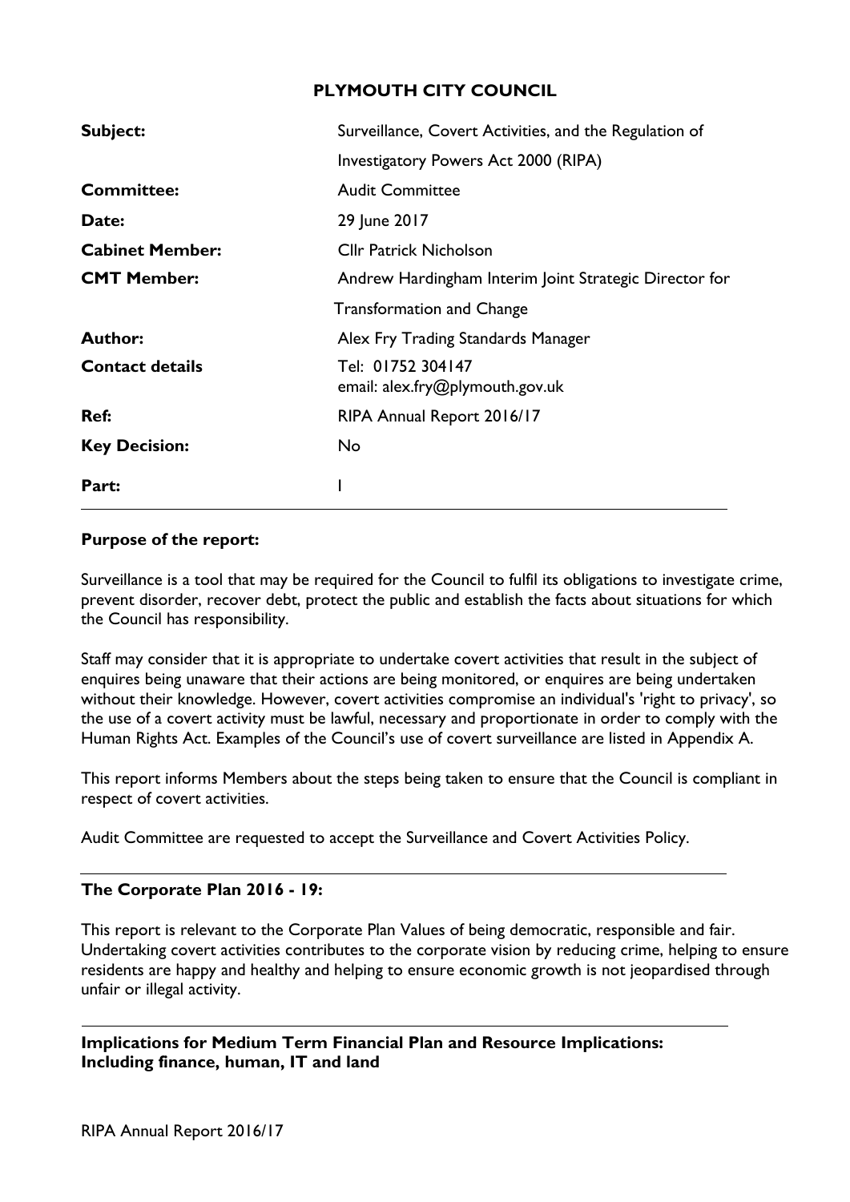# PLYMOUTH CITY COUNCIL

| | |
|---|---|
| **Subject:** | Surveillance, Covert Activities, and the Regulation of Investigatory Powers Act 2000 (RIPA) |
| **Committee:** | Audit Committee |
| **Date:** | 29 June 2017 |
| **Cabinet Member:** | Cllr Patrick Nicholson |
| **CMT Member:** | Andrew Hardingham Interim Joint Strategic Director for Transformation and Change |
| **Author:** | Alex Fry Trading Standards Manager |
| **Contact details** | Tel: 01752 304147<br>email: alex.fry@plymouth.gov.uk |
| **Ref:** | RIPA Annual Report 2016/17 |
| **Key Decision:** | No |
| **Part:** | I |

## Purpose of the report:

Surveillance is a tool that may be required for the Council to fulfil its obligations to investigate crime, prevent disorder, recover debt, protect the public and establish the facts about situations for which the Council has responsibility.

Staff may consider that it is appropriate to undertake covert activities that result in the subject of enquires being unaware that their actions are being monitored, or enquires are being undertaken without their knowledge. However, covert activities compromise an individual's 'right to privacy', so the use of a covert activity must be lawful, necessary and proportionate in order to comply with the Human Rights Act. Examples of the Council's use of covert surveillance are listed in Appendix A.

This report informs Members about the steps being taken to ensure that the Council is compliant in respect of covert activities.

Audit Committee are requested to accept the Surveillance and Covert Activities Policy.

## The Corporate Plan 2016 - 19:

This report is relevant to the Corporate Plan Values of being democratic, responsible and fair. Undertaking covert activities contributes to the corporate vision by reducing crime, helping to ensure residents are happy and healthy and helping to ensure economic growth is not jeopardised through unfair or illegal activity.

## Implications for Medium Term Financial Plan and Resource Implications: Including finance, human, IT and land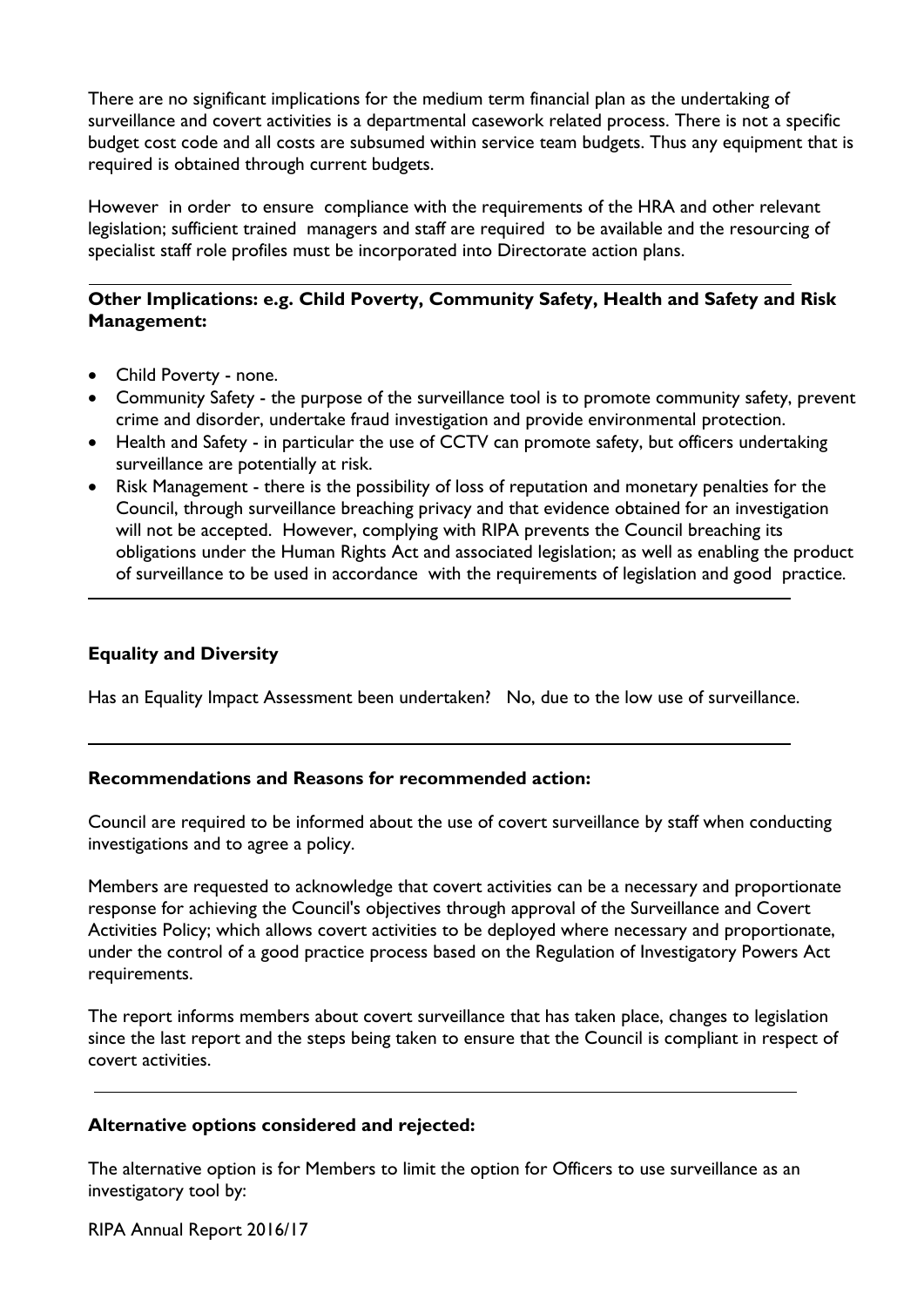There are no significant implications for the medium term financial plan as the undertaking of surveillance and covert activities is a departmental casework related process. There is not a specific budget cost code and all costs are subsumed within service team budgets. Thus any equipment that is required is obtained through current budgets.

However in order to ensure compliance with the requirements of the HRA and other relevant legislation; sufficient trained managers and staff are required to be available and the resourcing of specialist staff role profiles must be incorporated into Directorate action plans.

---

**Other Implications: e.g. Child Poverty, Community Safety, Health and Safety and Risk Management:**

- Child Poverty - none.
- Community Safety - the purpose of the surveillance tool is to promote community safety, prevent crime and disorder, undertake fraud investigation and provide environmental protection.
- Health and Safety - in particular the use of CCTV can promote safety, but officers undertaking surveillance are potentially at risk.
- Risk Management - there is the possibility of loss of reputation and monetary penalties for the Council, through surveillance breaching privacy and that evidence obtained for an investigation will not be accepted. However, complying with RIPA prevents the Council breaching its obligations under the Human Rights Act and associated legislation; as well as enabling the product of surveillance to be used in accordance with the requirements of legislation and good practice.

---

**Equality and Diversity**

Has an Equality Impact Assessment been undertaken? No, due to the low use of surveillance.

---

**Recommendations and Reasons for recommended action:**

Council are required to be informed about the use of covert surveillance by staff when conducting investigations and to agree a policy.

Members are requested to acknowledge that covert activities can be a necessary and proportionate response for achieving the Council's objectives through approval of the Surveillance and Covert Activities Policy; which allows covert activities to be deployed where necessary and proportionate, under the control of a good practice process based on the Regulation of Investigatory Powers Act requirements.

The report informs members about covert surveillance that has taken place, changes to legislation since the last report and the steps being taken to ensure that the Council is compliant in respect of covert activities.

---

**Alternative options considered and rejected:**

The alternative option is for Members to limit the option for Officers to use surveillance as an investigatory tool by: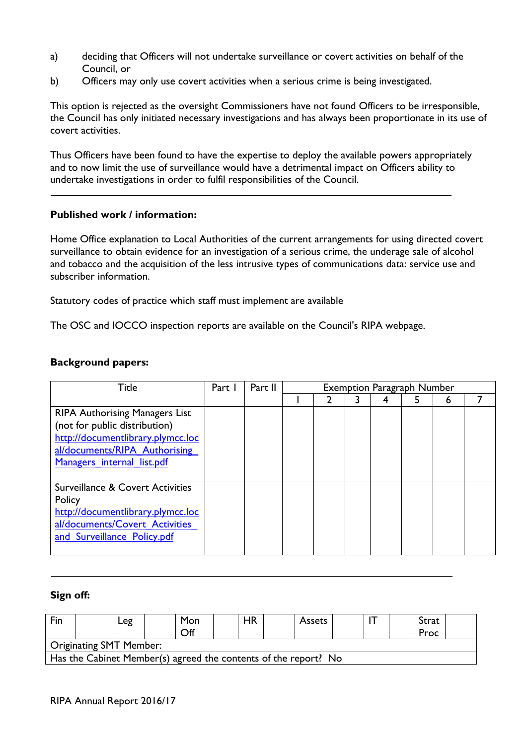a) deciding that Officers will not undertake surveillance or covert activities on behalf of the Council, or
b) Officers may only use covert activities when a serious crime is being investigated.

This option is rejected as the oversight Commissioners have not found Officers to be irresponsible, the Council has only initiated necessary investigations and has always been proportionate in its use of covert activities.

Thus Officers have been found to have the expertise to deploy the available powers appropriately and to now limit the use of surveillance would have a detrimental impact on Officers ability to undertake investigations in order to fulfil responsibilities of the Council.

---

**Published work / information:**

Home Office explanation to Local Authorities of the current arrangements for using directed covert surveillance to obtain evidence for an investigation of a serious crime, the underage sale of alcohol and tobacco and the acquisition of the less intrusive types of communications data: service use and subscriber information.

Statutory codes of practice which staff must implement are available

The OSC and IOCCO inspection reports are available on the Council's RIPA webpage.

**Background papers:**

| Title | Part I | Part II | Exemption Paragraph Number | | | | | | |
|---|---|---|---|---|---|---|---|---|---|
| | | | 1 | 2 | 3 | 4 | 5 | 6 | 7 |
| RIPA Authorising Managers List (not for public distribution) http://documentlibrary.plymcc.local/documents/RIPA_Authorising_Managers_internal_list.pdf | | | | | | | | | |
| Surveillance & Covert Activities Policy http://documentlibrary.plymcc.local/documents/Covert_Activities_and_Surveillance_Policy.pdf | | | | | | | | | |

---

**Sign off:**

| Fin | | Leg | | Mon Off | | HR | | Assets | | IT | | Strat Proc | |
|---|---|---|---|---|---|---|---|---|---|---|---|---|---|
| Originating SMT Member: | | | | | | | | | | | | | |
| Has the Cabinet Member(s) agreed the contents of the report? No | | | | | | | | | | | | | |

RIPA Annual Report 2016/17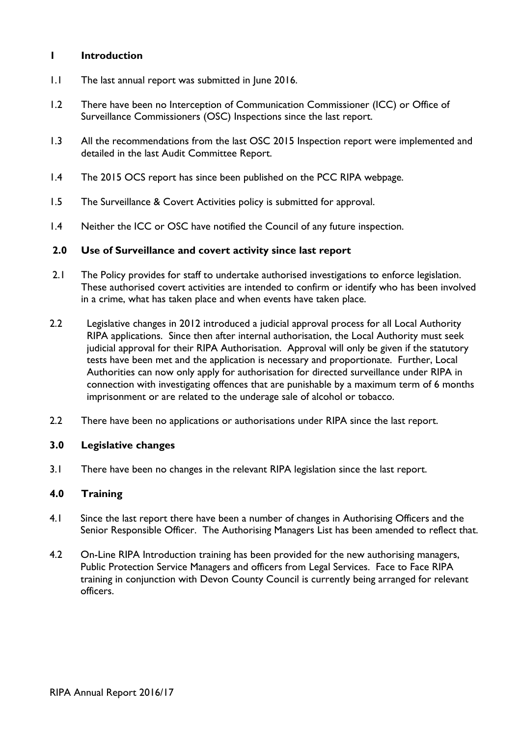## 1 Introduction

1.1 The last annual report was submitted in June 2016.

1.2 There have been no Interception of Communication Commissioner (ICC) or Office of Surveillance Commissioners (OSC) Inspections since the last report.

1.3 All the recommendations from the last OSC 2015 Inspection report were implemented and detailed in the last Audit Committee Report.

1.4 The 2015 OCS report has since been published on the PCC RIPA webpage.

1.5 The Surveillance & Covert Activities policy is submitted for approval.

1.4 Neither the ICC or OSC have notified the Council of any future inspection.

## 2.0 Use of Surveillance and covert activity since last report

2.1 The Policy provides for staff to undertake authorised investigations to enforce legislation. These authorised covert activities are intended to confirm or identify who has been involved in a crime, what has taken place and when events have taken place.

2.2 Legislative changes in 2012 introduced a judicial approval process for all Local Authority RIPA applications. Since then after internal authorisation, the Local Authority must seek judicial approval for their RIPA Authorisation. Approval will only be given if the statutory tests have been met and the application is necessary and proportionate. Further, Local Authorities can now only apply for authorisation for directed surveillance under RIPA in connection with investigating offences that are punishable by a maximum term of 6 months imprisonment or are related to the underage sale of alcohol or tobacco.

2.2 There have been no applications or authorisations under RIPA since the last report.

## 3.0 Legislative changes

3.1 There have been no changes in the relevant RIPA legislation since the last report.

## 4.0 Training

4.1 Since the last report there have been a number of changes in Authorising Officers and the Senior Responsible Officer. The Authorising Managers List has been amended to reflect that.

4.2 On-Line RIPA Introduction training has been provided for the new authorising managers, Public Protection Service Managers and officers from Legal Services. Face to Face RIPA training in conjunction with Devon County Council is currently being arranged for relevant officers.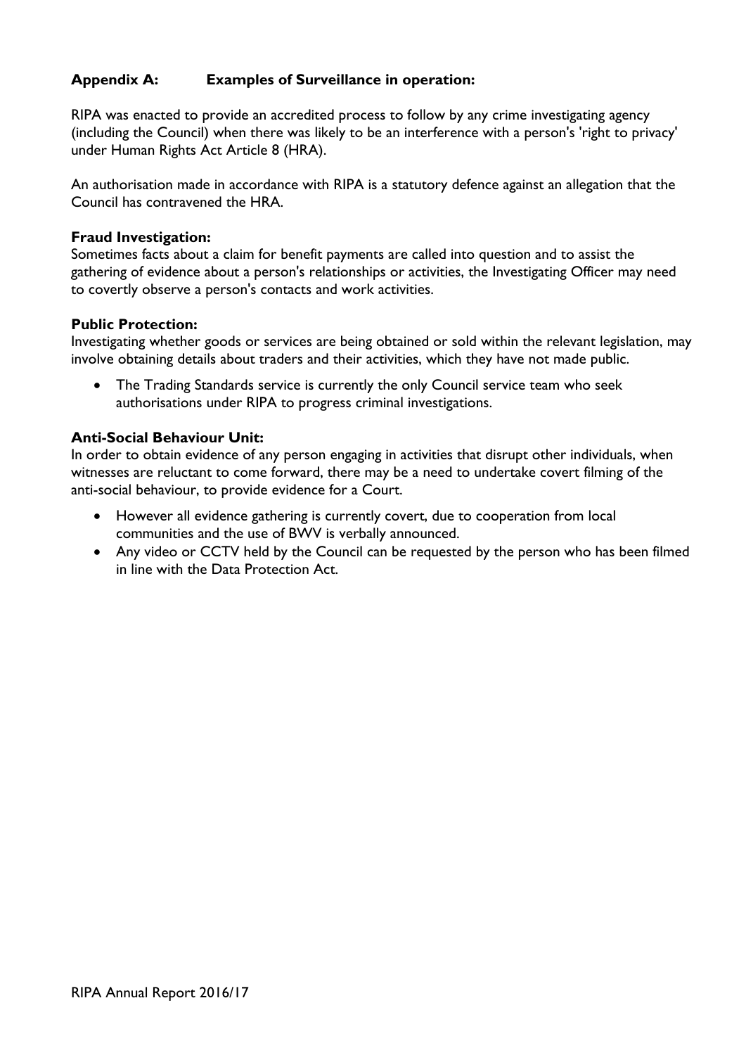## Appendix A: Examples of Surveillance in operation:

RIPA was enacted to provide an accredited process to follow by any crime investigating agency (including the Council) when there was likely to be an interference with a person's 'right to privacy' under Human Rights Act Article 8 (HRA).

An authorisation made in accordance with RIPA is a statutory defence against an allegation that the Council has contravened the HRA.

**Fraud Investigation:**
Sometimes facts about a claim for benefit payments are called into question and to assist the gathering of evidence about a person's relationships or activities, the Investigating Officer may need to covertly observe a person's contacts and work activities.

**Public Protection:**
Investigating whether goods or services are being obtained or sold within the relevant legislation, may involve obtaining details about traders and their activities, which they have not made public.

- The Trading Standards service is currently the only Council service team who seek authorisations under RIPA to progress criminal investigations.

**Anti-Social Behaviour Unit:**
In order to obtain evidence of any person engaging in activities that disrupt other individuals, when witnesses are reluctant to come forward, there may be a need to undertake covert filming of the anti-social behaviour, to provide evidence for a Court.

- However all evidence gathering is currently covert, due to cooperation from local communities and the use of BWV is verbally announced.
- Any video or CCTV held by the Council can be requested by the person who has been filmed in line with the Data Protection Act.